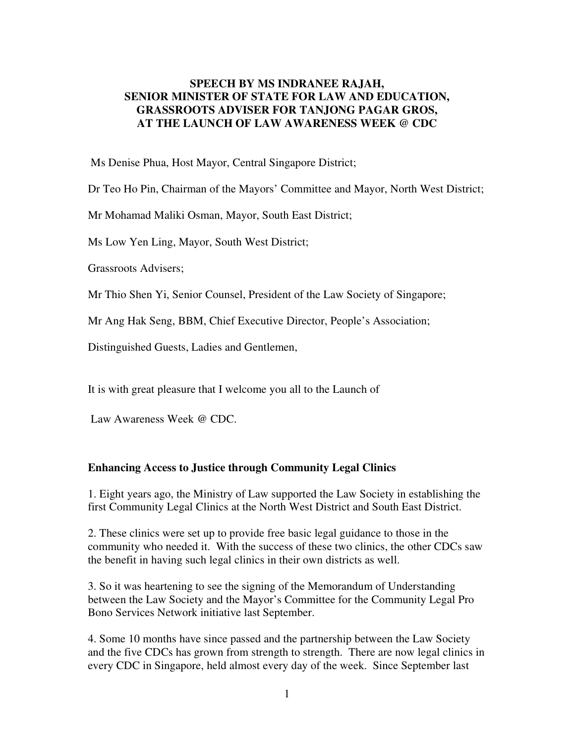**SPEECH BY MS INDRANEE RAJAH,
SENIOR MINISTER OF STATE FOR LAW AND EDUCATION,
GRASSROOTS ADVISER FOR TANJONG PAGAR GROS,
AT THE LAUNCH OF LAW AWARENESS WEEK @ CDC**

Ms Denise Phua, Host Mayor, Central Singapore District;

Dr Teo Ho Pin, Chairman of the Mayors' Committee and Mayor, North West District;

Mr Mohamad Maliki Osman, Mayor, South East District;

Ms Low Yen Ling, Mayor, South West District;

Grassroots Advisers;

Mr Thio Shen Yi, Senior Counsel, President of the Law Society of Singapore;

Mr Ang Hak Seng, BBM, Chief Executive Director, People's Association;

Distinguished Guests, Ladies and Gentlemen,

It is with great pleasure that I welcome you all to the Launch of

Law Awareness Week @ CDC.

**Enhancing Access to Justice through Community Legal Clinics**

1. Eight years ago, the Ministry of Law supported the Law Society in establishing the first Community Legal Clinics at the North West District and South East District.

2. These clinics were set up to provide free basic legal guidance to those in the community who needed it. With the success of these two clinics, the other CDCs saw the benefit in having such legal clinics in their own districts as well.

3. So it was heartening to see the signing of the Memorandum of Understanding between the Law Society and the Mayor's Committee for the Community Legal Pro Bono Services Network initiative last September.

4. Some 10 months have since passed and the partnership between the Law Society and the five CDCs has grown from strength to strength. There are now legal clinics in every CDC in Singapore, held almost every day of the week. Since September last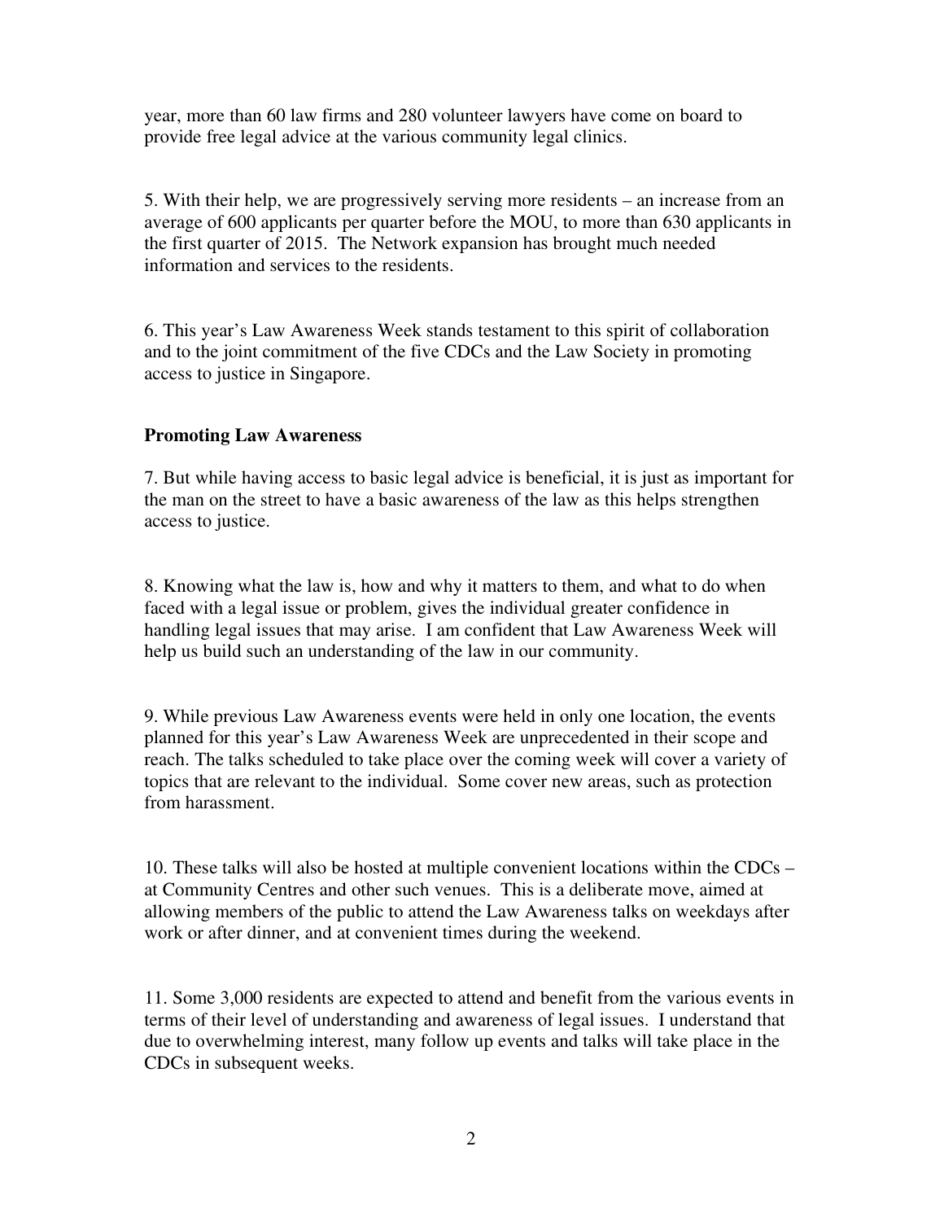year, more than 60 law firms and 280 volunteer lawyers have come on board to provide free legal advice at the various community legal clinics.

5. With their help, we are progressively serving more residents – an increase from an average of 600 applicants per quarter before the MOU, to more than 630 applicants in the first quarter of 2015. The Network expansion has brought much needed information and services to the residents.

6. This year's Law Awareness Week stands testament to this spirit of collaboration and to the joint commitment of the five CDCs and the Law Society in promoting access to justice in Singapore.

**Promoting Law Awareness**

7. But while having access to basic legal advice is beneficial, it is just as important for the man on the street to have a basic awareness of the law as this helps strengthen access to justice.

8. Knowing what the law is, how and why it matters to them, and what to do when faced with a legal issue or problem, gives the individual greater confidence in handling legal issues that may arise. I am confident that Law Awareness Week will help us build such an understanding of the law in our community.

9. While previous Law Awareness events were held in only one location, the events planned for this year's Law Awareness Week are unprecedented in their scope and reach. The talks scheduled to take place over the coming week will cover a variety of topics that are relevant to the individual. Some cover new areas, such as protection from harassment.

10. These talks will also be hosted at multiple convenient locations within the CDCs – at Community Centres and other such venues. This is a deliberate move, aimed at allowing members of the public to attend the Law Awareness talks on weekdays after work or after dinner, and at convenient times during the weekend.

11. Some 3,000 residents are expected to attend and benefit from the various events in terms of their level of understanding and awareness of legal issues. I understand that due to overwhelming interest, many follow up events and talks will take place in the CDCs in subsequent weeks.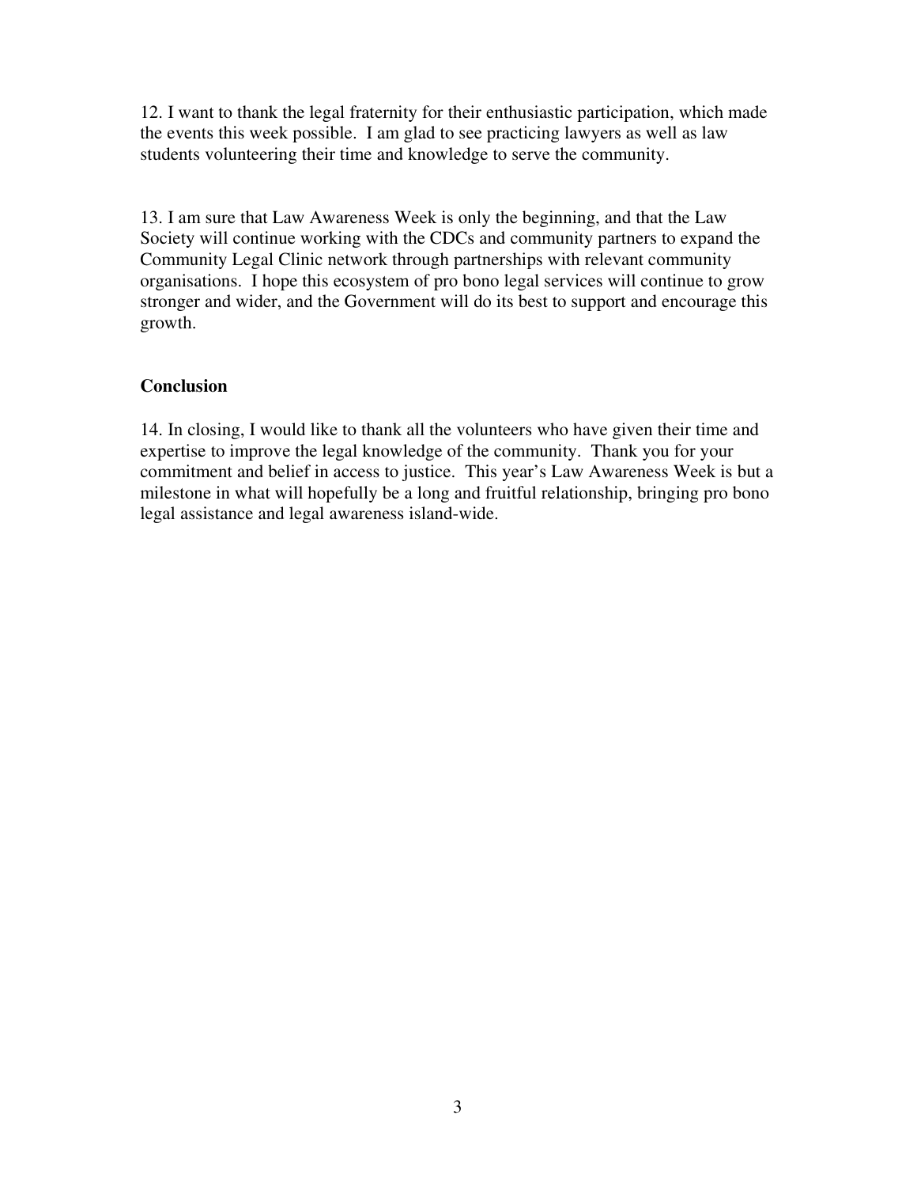12. I want to thank the legal fraternity for their enthusiastic participation, which made the events this week possible. I am glad to see practicing lawyers as well as law students volunteering their time and knowledge to serve the community.

13. I am sure that Law Awareness Week is only the beginning, and that the Law Society will continue working with the CDCs and community partners to expand the Community Legal Clinic network through partnerships with relevant community organisations. I hope this ecosystem of pro bono legal services will continue to grow stronger and wider, and the Government will do its best to support and encourage this growth.

**Conclusion**

14. In closing, I would like to thank all the volunteers who have given their time and expertise to improve the legal knowledge of the community. Thank you for your commitment and belief in access to justice. This year's Law Awareness Week is but a milestone in what will hopefully be a long and fruitful relationship, bringing pro bono legal assistance and legal awareness island-wide.